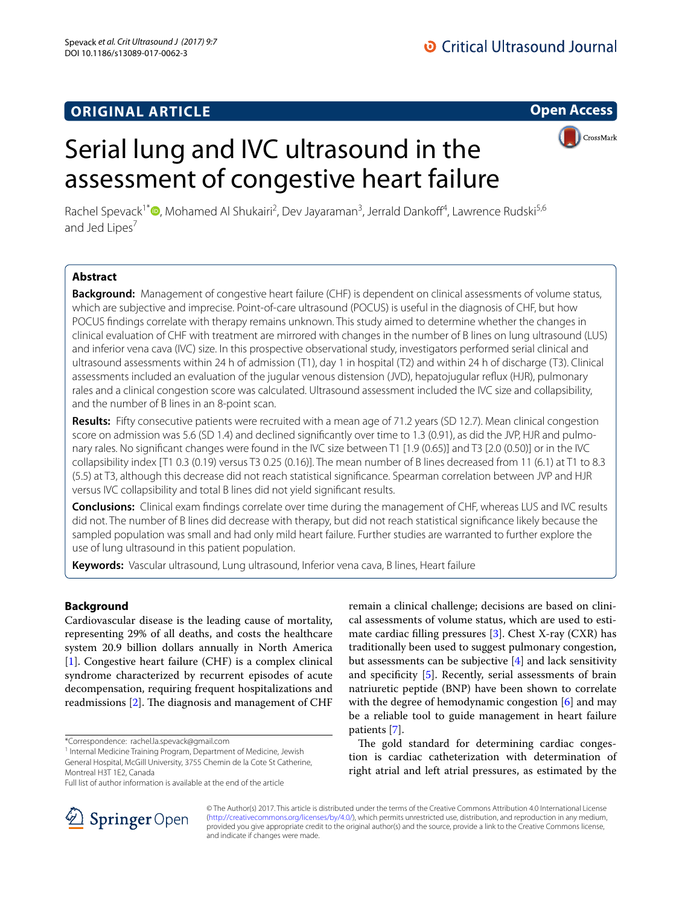ORIGINAL ARTICLE

Open Access

# Serial lung and IVC ultrasound in the assessment of congestive heart failure

Rachel Spevack[1*], Mohamed Al Shukairi[2], Dev Jayaraman[3], Jerrald Dankoff[4], Lawrence Rudski[5,6] and Jed Lipes[7]

## Abstract

**Background:** Management of congestive heart failure (CHF) is dependent on clinical assessments of volume status, which are subjective and imprecise. Point-of-care ultrasound (POCUS) is useful in the diagnosis of CHF, but how POCUS findings correlate with therapy remains unknown. This study aimed to determine whether the changes in clinical evaluation of CHF with treatment are mirrored with changes in the number of B lines on lung ultrasound (LUS) and inferior vena cava (IVC) size. In this prospective observational study, investigators performed serial clinical and ultrasound assessments within 24 h of admission (T1), day 1 in hospital (T2) and within 24 h of discharge (T3). Clinical assessments included an evaluation of the jugular venous distension (JVD), hepatojugular reflux (HJR), pulmonary rales and a clinical congestion score was calculated. Ultrasound assessment included the IVC size and collapsibility, and the number of B lines in an 8-point scan.

**Results:** Fifty consecutive patients were recruited with a mean age of 71.2 years (SD 12.7). Mean clinical congestion score on admission was 5.6 (SD 1.4) and declined significantly over time to 1.3 (0.91), as did the JVP, HJR and pulmonary rales. No significant changes were found in the IVC size between T1 [1.9 (0.65)] and T3 [2.0 (0.50)] or in the IVC collapsibility index [T1 0.3 (0.19) versus T3 0.25 (0.16)]. The mean number of B lines decreased from 11 (6.1) at T1 to 8.3 (5.5) at T3, although this decrease did not reach statistical significance. Spearman correlation between JVP and HJR versus IVC collapsibility and total B lines did not yield significant results.

**Conclusions:** Clinical exam findings correlate over time during the management of CHF, whereas LUS and IVC results did not. The number of B lines did decrease with therapy, but did not reach statistical significance likely because the sampled population was small and had only mild heart failure. Further studies are warranted to further explore the use of lung ultrasound in this patient population.

**Keywords:** Vascular ultrasound, Lung ultrasound, Inferior vena cava, B lines, Heart failure

## Background

Cardiovascular disease is the leading cause of mortality, representing 29% of all deaths, and costs the healthcare system 20.9 billion dollars annually in North America [1]. Congestive heart failure (CHF) is a complex clinical syndrome characterized by recurrent episodes of acute decompensation, requiring frequent hospitalizations and readmissions [2]. The diagnosis and management of CHF remain a clinical challenge; decisions are based on clinical assessments of volume status, which are used to estimate cardiac filling pressures [3]. Chest X-ray (CXR) has traditionally been used to suggest pulmonary congestion, but assessments can be subjective [4] and lack sensitivity and specificity [5]. Recently, serial assessments of brain natriuretic peptide (BNP) have been shown to correlate with the degree of hemodynamic congestion [6] and may be a reliable tool to guide management in heart failure patients [7].

The gold standard for determining cardiac congestion is cardiac catheterization with determination of right atrial and left atrial pressures, as estimated by the

*Correspondence: rachel.la.spevack@gmail.com
[1] Internal Medicine Training Program, Department of Medicine, Jewish General Hospital, McGill University, 3755 Chemin de la Cote St Catherine, Montreal H3T 1E2, Canada
Full list of author information is available at the end of the article

© The Author(s) 2017. This article is distributed under the terms of the Creative Commons Attribution 4.0 International License (http://creativecommons.org/licenses/by/4.0/), which permits unrestricted use, distribution, and reproduction in any medium, provided you give appropriate credit to the original author(s) and the source, provide a link to the Creative Commons license, and indicate if changes were made.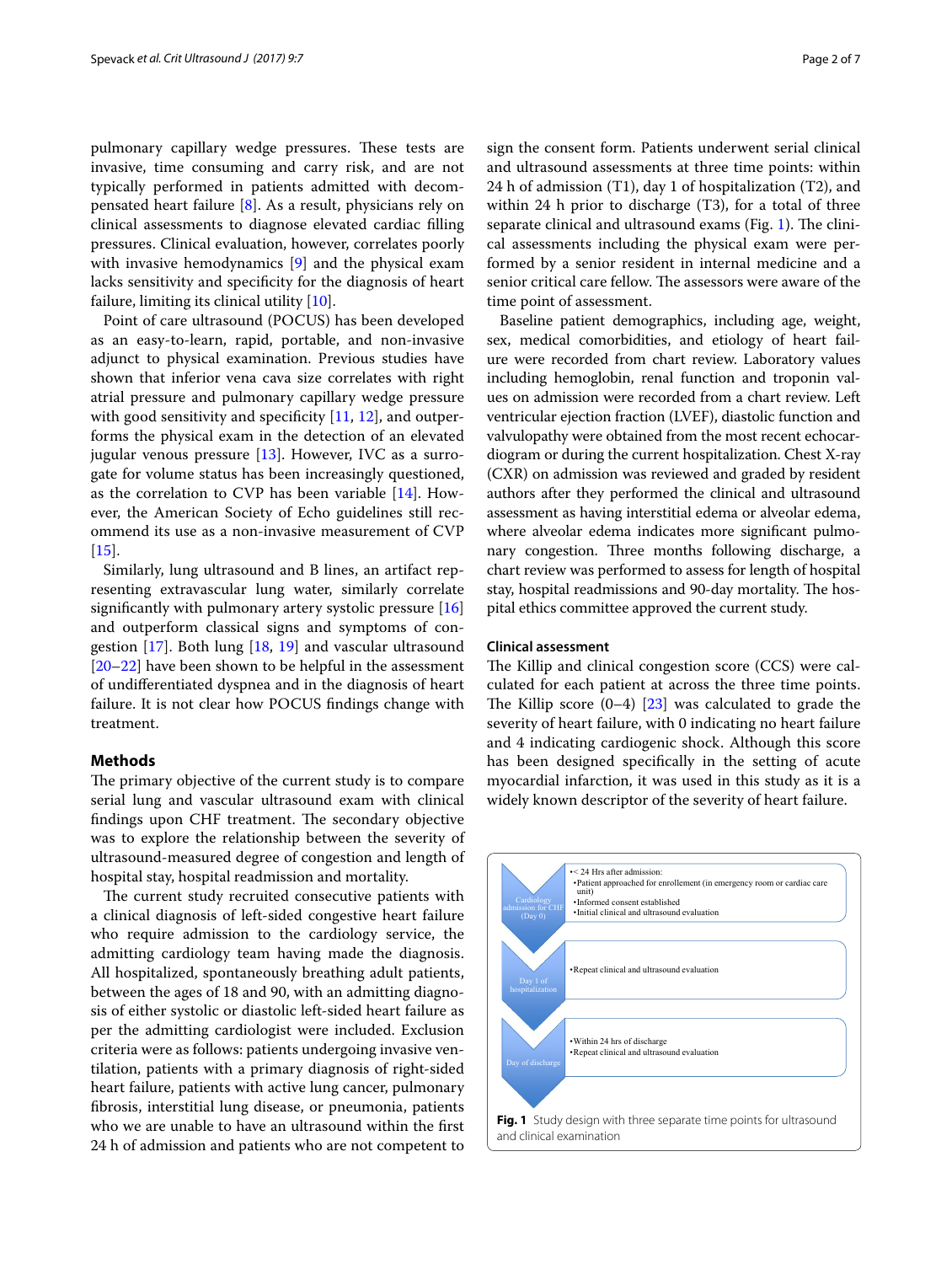pulmonary capillary wedge pressures. These tests are invasive, time consuming and carry risk, and are not typically performed in patients admitted with decompensated heart failure [8]. As a result, physicians rely on clinical assessments to diagnose elevated cardiac filling pressures. Clinical evaluation, however, correlates poorly with invasive hemodynamics [9] and the physical exam lacks sensitivity and specificity for the diagnosis of heart failure, limiting its clinical utility [10].

Point of care ultrasound (POCUS) has been developed as an easy-to-learn, rapid, portable, and non-invasive adjunct to physical examination. Previous studies have shown that inferior vena cava size correlates with right atrial pressure and pulmonary capillary wedge pressure with good sensitivity and specificity [11, 12], and outperforms the physical exam in the detection of an elevated jugular venous pressure [13]. However, IVC as a surrogate for volume status has been increasingly questioned, as the correlation to CVP has been variable [14]. However, the American Society of Echo guidelines still recommend its use as a non-invasive measurement of CVP [15].

Similarly, lung ultrasound and B lines, an artifact representing extravascular lung water, similarly correlate significantly with pulmonary artery systolic pressure [16] and outperform classical signs and symptoms of congestion [17]. Both lung [18, 19] and vascular ultrasound [20–22] have been shown to be helpful in the assessment of undifferentiated dyspnea and in the diagnosis of heart failure. It is not clear how POCUS findings change with treatment.

## Methods

The primary objective of the current study is to compare serial lung and vascular ultrasound exam with clinical findings upon CHF treatment. The secondary objective was to explore the relationship between the severity of ultrasound-measured degree of congestion and length of hospital stay, hospital readmission and mortality.

The current study recruited consecutive patients with a clinical diagnosis of left-sided congestive heart failure who require admission to the cardiology service, the admitting cardiology team having made the diagnosis. All hospitalized, spontaneously breathing adult patients, between the ages of 18 and 90, with an admitting diagnosis of either systolic or diastolic left-sided heart failure as per the admitting cardiologist were included. Exclusion criteria were as follows: patients undergoing invasive ventilation, patients with a primary diagnosis of right-sided heart failure, patients with active lung cancer, pulmonary fibrosis, interstitial lung disease, or pneumonia, patients who we are unable to have an ultrasound within the first 24 h of admission and patients who are not competent to sign the consent form. Patients underwent serial clinical and ultrasound assessments at three time points: within 24 h of admission (T1), day 1 of hospitalization (T2), and within 24 h prior to discharge (T3), for a total of three separate clinical and ultrasound exams (Fig. 1). The clinical assessments including the physical exam were performed by a senior resident in internal medicine and a senior critical care fellow. The assessors were aware of the time point of assessment.

Baseline patient demographics, including age, weight, sex, medical comorbidities, and etiology of heart failure were recorded from chart review. Laboratory values including hemoglobin, renal function and troponin values on admission were recorded from a chart review. Left ventricular ejection fraction (LVEF), diastolic function and valvulopathy were obtained from the most recent echocardiogram or during the current hospitalization. Chest X-ray (CXR) on admission was reviewed and graded by resident authors after they performed the clinical and ultrasound assessment as having interstitial edema or alveolar edema, where alveolar edema indicates more significant pulmonary congestion. Three months following discharge, a chart review was performed to assess for length of hospital stay, hospital readmissions and 90-day mortality. The hospital ethics committee approved the current study.

### Clinical assessment

The Killip and clinical congestion score (CCS) were calculated for each patient at across the three time points. The Killip score (0–4) [23] was calculated to grade the severity of heart failure, with 0 indicating no heart failure and 4 indicating cardiogenic shock. Although this score has been designed specifically in the setting of acute myocardial infarction, it was used in this study as it is a widely known descriptor of the severity of heart failure.

| Cardiology admission for CHF (Day 0) | •< 24 Hrs after admission:<br>•Patient approached for enrollement (in emergency room or cardiac care unit)<br>•Informed consent established<br>•Initial clinical and ultrasound evaluation |
|---|---|
| Day 1 of hospitalization | •Repeat clinical and ultrasound evaluation |
| Day of discharge | •Within 24 hrs of discharge<br>•Repeat clinical and ultrasound evaluation |

**Fig. 1** Study design with three separate time points for ultrasound and clinical examination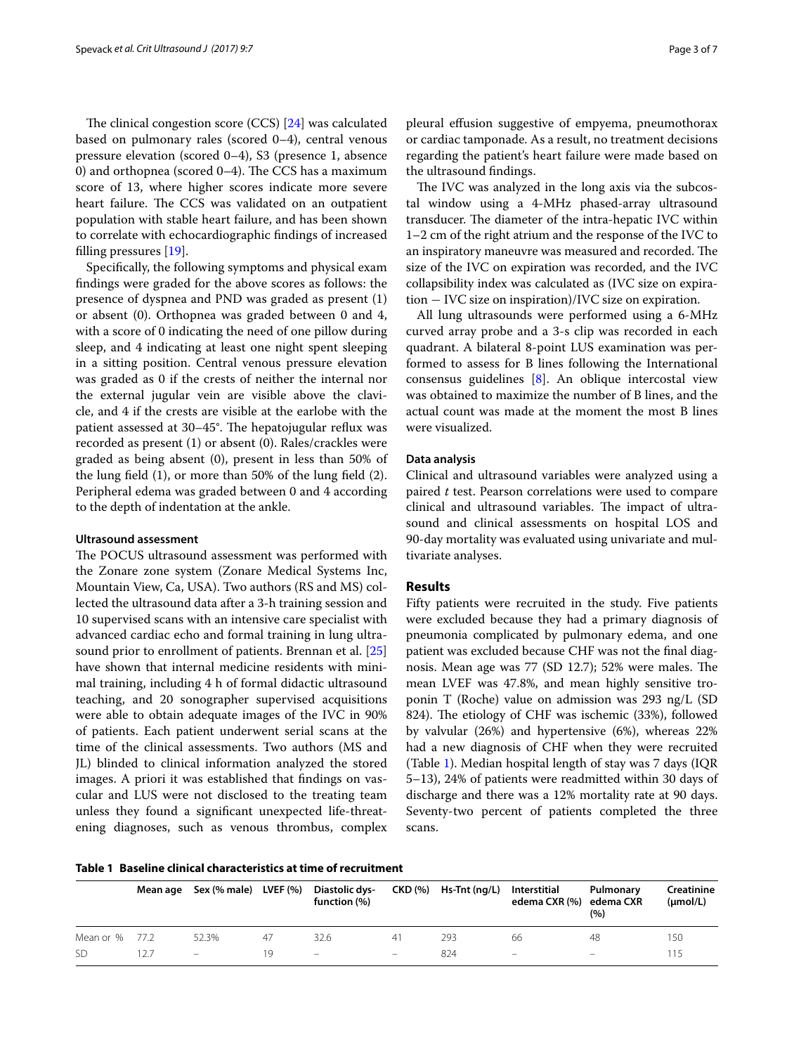The clinical congestion score (CCS) [24] was calculated based on pulmonary rales (scored 0–4), central venous pressure elevation (scored 0–4), S3 (presence 1, absence 0) and orthopnea (scored 0–4). The CCS has a maximum score of 13, where higher scores indicate more severe heart failure. The CCS was validated on an outpatient population with stable heart failure, and has been shown to correlate with echocardiographic findings of increased filling pressures [19].

Specifically, the following symptoms and physical exam findings were graded for the above scores as follows: the presence of dyspnea and PND was graded as present (1) or absent (0). Orthopnea was graded between 0 and 4, with a score of 0 indicating the need of one pillow during sleep, and 4 indicating at least one night spent sleeping in a sitting position. Central venous pressure elevation was graded as 0 if the crests of neither the internal nor the external jugular vein are visible above the clavicle, and 4 if the crests are visible at the earlobe with the patient assessed at 30–45°. The hepatojugular reflux was recorded as present (1) or absent (0). Rales/crackles were graded as being absent (0), present in less than 50% of the lung field (1), or more than 50% of the lung field (2). Peripheral edema was graded between 0 and 4 according to the depth of indentation at the ankle.

### Ultrasound assessment

The POCUS ultrasound assessment was performed with the Zonare zone system (Zonare Medical Systems Inc, Mountain View, Ca, USA). Two authors (RS and MS) collected the ultrasound data after a 3-h training session and 10 supervised scans with an intensive care specialist with advanced cardiac echo and formal training in lung ultrasound prior to enrollment of patients. Brennan et al. [25] have shown that internal medicine residents with minimal training, including 4 h of formal didactic ultrasound teaching, and 20 sonographer supervised acquisitions were able to obtain adequate images of the IVC in 90% of patients. Each patient underwent serial scans at the time of the clinical assessments. Two authors (MS and JL) blinded to clinical information analyzed the stored images. A priori it was established that findings on vascular and LUS were not disclosed to the treating team unless they found a significant unexpected life-threatening diagnoses, such as venous thrombus, complex pleural effusion suggestive of empyema, pneumothorax or cardiac tamponade. As a result, no treatment decisions regarding the patient's heart failure were made based on the ultrasound findings.

The IVC was analyzed in the long axis via the subcostal window using a 4-MHz phased-array ultrasound transducer. The diameter of the intra-hepatic IVC within 1–2 cm of the right atrium and the response of the IVC to an inspiratory maneuvre was measured and recorded. The size of the IVC on expiration was recorded, and the IVC collapsibility index was calculated as (IVC size on expiration − IVC size on inspiration)/IVC size on expiration.

All lung ultrasounds were performed using a 6-MHz curved array probe and a 3-s clip was recorded in each quadrant. A bilateral 8-point LUS examination was performed to assess for B lines following the International consensus guidelines [8]. An oblique intercostal view was obtained to maximize the number of B lines, and the actual count was made at the moment the most B lines were visualized.

### Data analysis

Clinical and ultrasound variables were analyzed using a paired *t* test. Pearson correlations were used to compare clinical and ultrasound variables. The impact of ultrasound and clinical assessments on hospital LOS and 90-day mortality was evaluated using univariate and multivariate analyses.

## Results

Fifty patients were recruited in the study. Five patients were excluded because they had a primary diagnosis of pneumonia complicated by pulmonary edema, and one patient was excluded because CHF was not the final diagnosis. Mean age was 77 (SD 12.7); 52% were males. The mean LVEF was 47.8%, and mean highly sensitive troponin T (Roche) value on admission was 293 ng/L (SD 824). The etiology of CHF was ischemic (33%), followed by valvular (26%) and hypertensive (6%), whereas 22% had a new diagnosis of CHF when they were recruited (Table 1). Median hospital length of stay was 7 days (IQR 5–13), 24% of patients were readmitted within 30 days of discharge and there was a 12% mortality rate at 90 days. Seventy-two percent of patients completed the three scans.

**Table 1 Baseline clinical characteristics at time of recruitment**

| | Mean age | Sex (% male) | LVEF (%) | Diastolic dysfunction (%) | CKD (%) | Hs-Tnt (ng/L) | Interstitial edema CXR (%) | Pulmonary edema CXR (%) | Creatinine (μmol/L) |
|---|---|---|---|---|---|---|---|---|---|
| Mean or % | 77.2 | 52.3% | 47 | 32.6 | 41 | 293 | 66 | 48 | 150 |
| SD | 12.7 | – | 19 | – | – | 824 | – | – | 115 |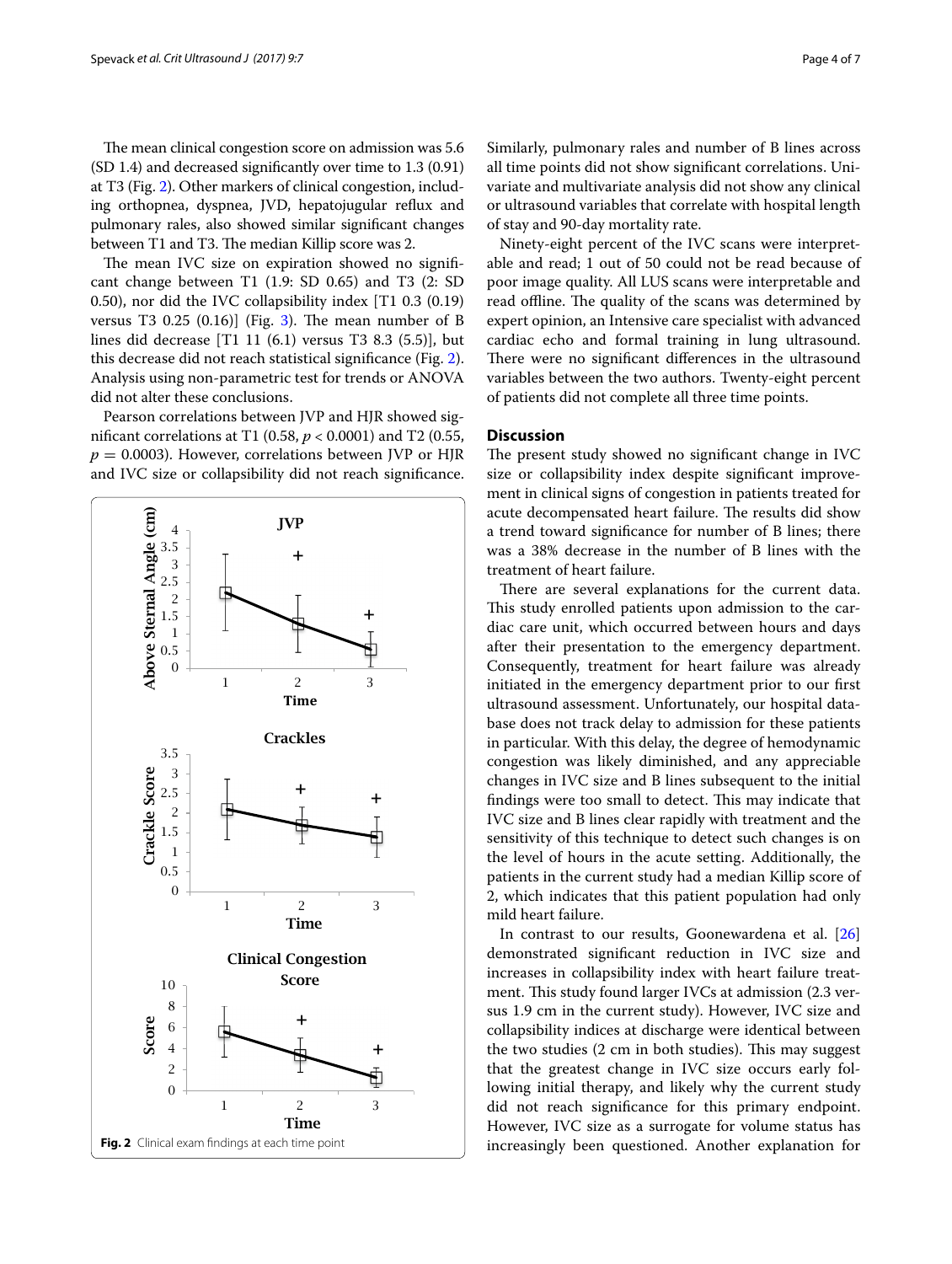The mean clinical congestion score on admission was 5.6 (SD 1.4) and decreased significantly over time to 1.3 (0.91) at T3 (Fig. 2). Other markers of clinical congestion, including orthopnea, dyspnea, JVD, hepatojugular reflux and pulmonary rales, also showed similar significant changes between T1 and T3. The median Killip score was 2.

The mean IVC size on expiration showed no significant change between T1 (1.9: SD 0.65) and T3 (2: SD 0.50), nor did the IVC collapsibility index [T1 0.3 (0.19) versus T3 0.25 (0.16)] (Fig. 3). The mean number of B lines did decrease [T1 11 (6.1) versus T3 8.3 (5.5)], but this decrease did not reach statistical significance (Fig. 2). Analysis using non-parametric test for trends or ANOVA did not alter these conclusions.

Pearson correlations between JVP and HJR showed significant correlations at T1 (0.58, $p < 0.0001$) and T2 (0.55, $p = 0.0003$). However, correlations between JVP or HJR and IVC size or collapsibility did not reach significance.

JVP

Above Sternal Angle (cm)

0 0.5 1 1.5 2 2.5 3 3.5 4

1 2 3

Time

Crackles

Crackle Score

0 0.5 1 1.5 2 2.5 3 3.5

1 2 3

Time

Clinical Congestion Score

Score

0 2 4 6 8 10

1 2 3

Time

**Fig. 2** Clinical exam findings at each time point

Similarly, pulmonary rales and number of B lines across all time points did not show significant correlations. Univariate and multivariate analysis did not show any clinical or ultrasound variables that correlate with hospital length of stay and 90-day mortality rate.

Ninety-eight percent of the IVC scans were interpretable and read; 1 out of 50 could not be read because of poor image quality. All LUS scans were interpretable and read offline. The quality of the scans was determined by expert opinion, an Intensive care specialist with advanced cardiac echo and formal training in lung ultrasound. There were no significant differences in the ultrasound variables between the two authors. Twenty-eight percent of patients did not complete all three time points.

## Discussion

The present study showed no significant change in IVC size or collapsibility index despite significant improvement in clinical signs of congestion in patients treated for acute decompensated heart failure. The results did show a trend toward significance for number of B lines; there was a 38% decrease in the number of B lines with the treatment of heart failure.

There are several explanations for the current data. This study enrolled patients upon admission to the cardiac care unit, which occurred between hours and days after their presentation to the emergency department. Consequently, treatment for heart failure was already initiated in the emergency department prior to our first ultrasound assessment. Unfortunately, our hospital database does not track delay to admission for these patients in particular. With this delay, the degree of hemodynamic congestion was likely diminished, and any appreciable changes in IVC size and B lines subsequent to the initial findings were too small to detect. This may indicate that IVC size and B lines clear rapidly with treatment and the sensitivity of this technique to detect such changes is on the level of hours in the acute setting. Additionally, the patients in the current study had a median Killip score of 2, which indicates that this patient population had only mild heart failure.

In contrast to our results, Goonewardena et al. [26] demonstrated significant reduction in IVC size and increases in collapsibility index with heart failure treatment. This study found larger IVCs at admission (2.3 versus 1.9 cm in the current study). However, IVC size and collapsibility indices at discharge were identical between the two studies (2 cm in both studies). This may suggest that the greatest change in IVC size occurs early following initial therapy, and likely why the current study did not reach significance for this primary endpoint. However, IVC size as a surrogate for volume status has increasingly been questioned. Another explanation for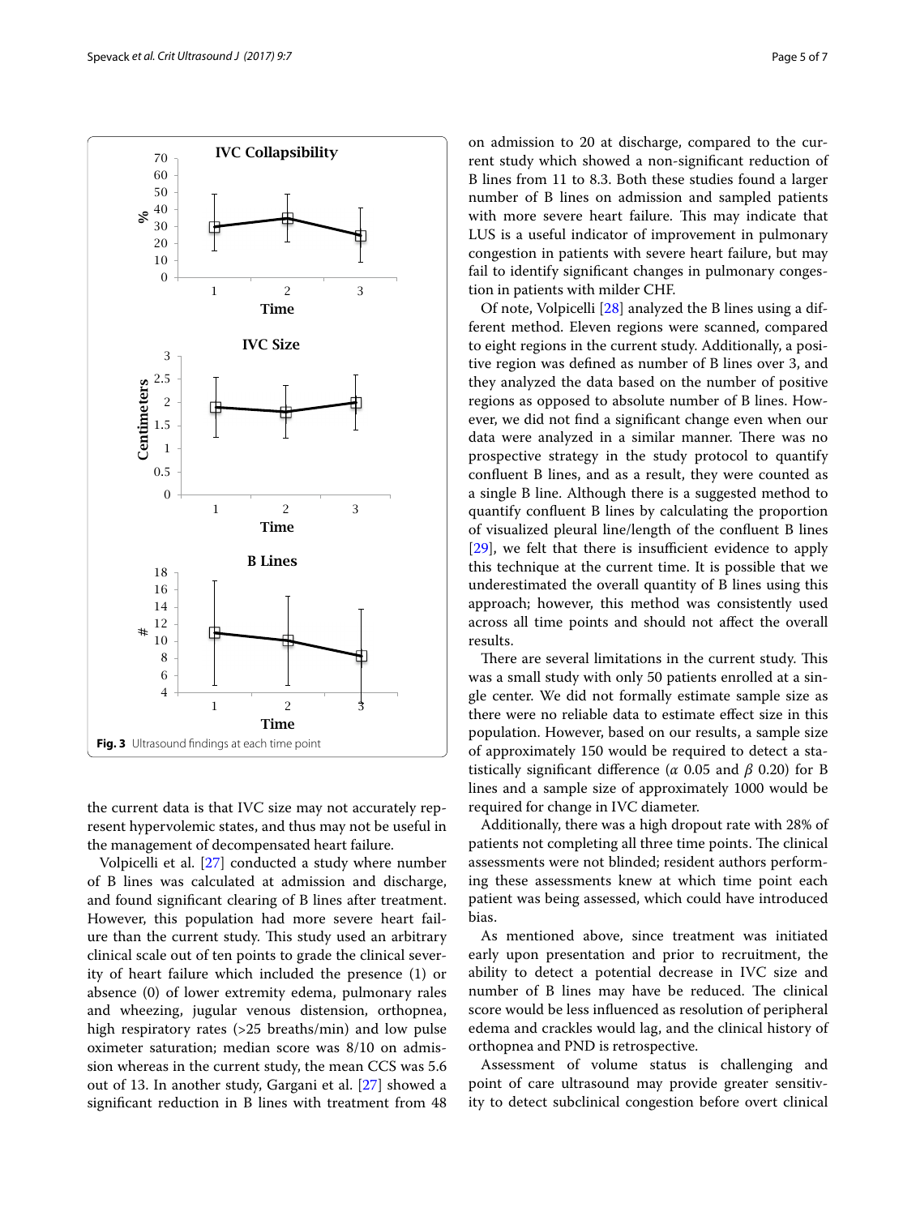Fig. 3 Ultrasound findings at each time point

the current data is that IVC size may not accurately represent hypervolemic states, and thus may not be useful in the management of decompensated heart failure.

Volpicelli et al. [27] conducted a study where number of B lines was calculated at admission and discharge, and found significant clearing of B lines after treatment. However, this population had more severe heart failure than the current study. This study used an arbitrary clinical scale out of ten points to grade the clinical severity of heart failure which included the presence (1) or absence (0) of lower extremity edema, pulmonary rales and wheezing, jugular venous distension, orthopnea, high respiratory rates (>25 breaths/min) and low pulse oximeter saturation; median score was 8/10 on admission whereas in the current study, the mean CCS was 5.6 out of 13. In another study, Gargani et al. [27] showed a significant reduction in B lines with treatment from 48 on admission to 20 at discharge, compared to the current study which showed a non-significant reduction of B lines from 11 to 8.3. Both these studies found a larger number of B lines on admission and sampled patients with more severe heart failure. This may indicate that LUS is a useful indicator of improvement in pulmonary congestion in patients with severe heart failure, but may fail to identify significant changes in pulmonary congestion in patients with milder CHF.

Of note, Volpicelli [28] analyzed the B lines using a different method. Eleven regions were scanned, compared to eight regions in the current study. Additionally, a positive region was defined as number of B lines over 3, and they analyzed the data based on the number of positive regions as opposed to absolute number of B lines. However, we did not find a significant change even when our data were analyzed in a similar manner. There was no prospective strategy in the study protocol to quantify confluent B lines, and as a result, they were counted as a single B line. Although there is a suggested method to quantify confluent B lines by calculating the proportion of visualized pleural line/length of the confluent B lines [29], we felt that there is insufficient evidence to apply this technique at the current time. It is possible that we underestimated the overall quantity of B lines using this approach; however, this method was consistently used across all time points and should not affect the overall results.

There are several limitations in the current study. This was a small study with only 50 patients enrolled at a single center. We did not formally estimate sample size as there were no reliable data to estimate effect size in this population. However, based on our results, a sample size of approximately 150 would be required to detect a statistically significant difference ($\alpha$ 0.05 and $\beta$ 0.20) for B lines and a sample size of approximately 1000 would be required for change in IVC diameter.

Additionally, there was a high dropout rate with 28% of patients not completing all three time points. The clinical assessments were not blinded; resident authors performing these assessments knew at which time point each patient was being assessed, which could have introduced bias.

As mentioned above, since treatment was initiated early upon presentation and prior to recruitment, the ability to detect a potential decrease in IVC size and number of B lines may have be reduced. The clinical score would be less influenced as resolution of peripheral edema and crackles would lag, and the clinical history of orthopnea and PND is retrospective.

Assessment of volume status is challenging and point of care ultrasound may provide greater sensitivity to detect subclinical congestion before overt clinical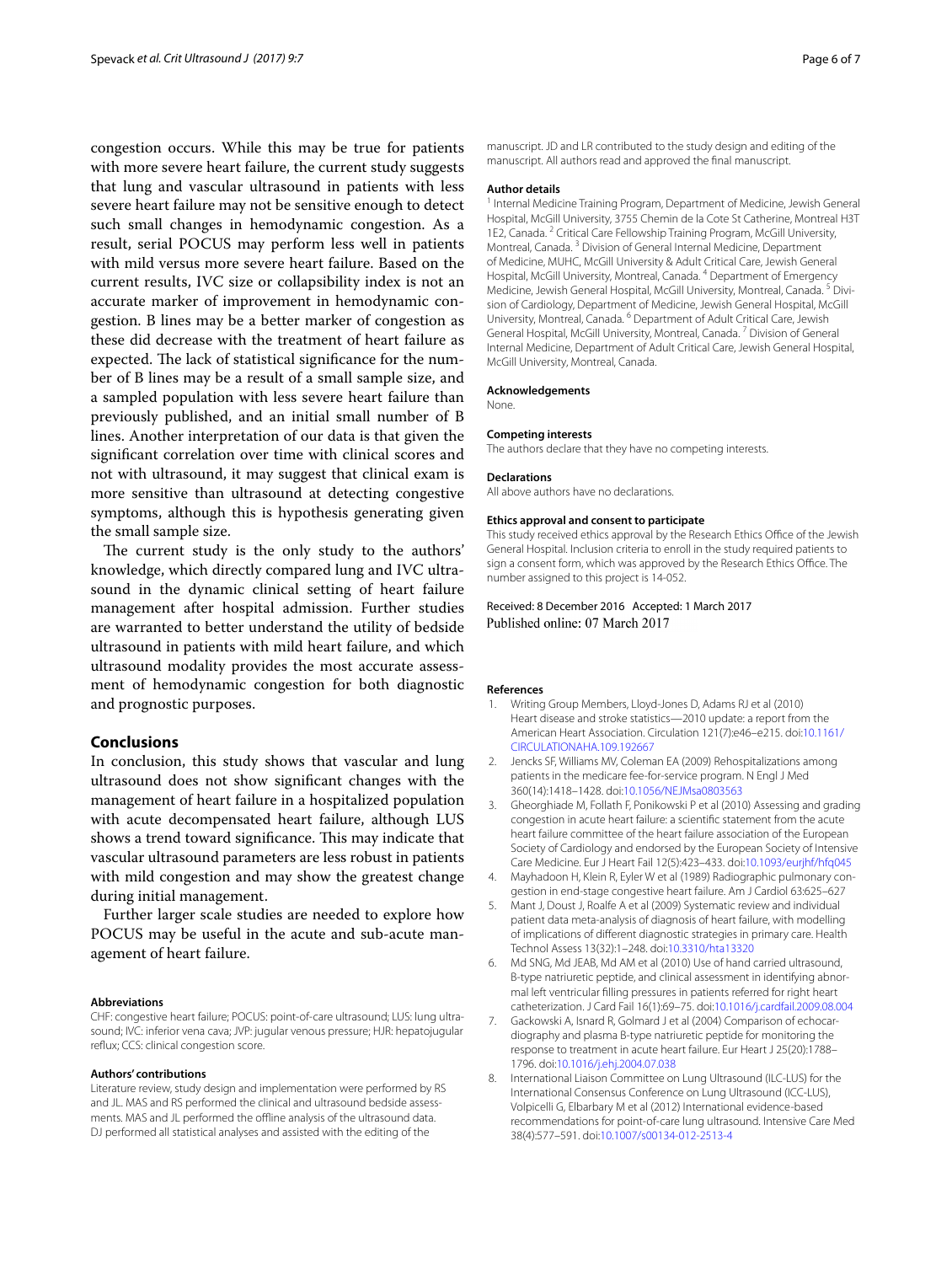congestion occurs. While this may be true for patients with more severe heart failure, the current study suggests that lung and vascular ultrasound in patients with less severe heart failure may not be sensitive enough to detect such small changes in hemodynamic congestion. As a result, serial POCUS may perform less well in patients with mild versus more severe heart failure. Based on the current results, IVC size or collapsibility index is not an accurate marker of improvement in hemodynamic congestion. B lines may be a better marker of congestion as these did decrease with the treatment of heart failure as expected. The lack of statistical significance for the number of B lines may be a result of a small sample size, and a sampled population with less severe heart failure than previously published, and an initial small number of B lines. Another interpretation of our data is that given the significant correlation over time with clinical scores and not with ultrasound, it may suggest that clinical exam is more sensitive than ultrasound at detecting congestive symptoms, although this is hypothesis generating given the small sample size.

The current study is the only study to the authors' knowledge, which directly compared lung and IVC ultrasound in the dynamic clinical setting of heart failure management after hospital admission. Further studies are warranted to better understand the utility of bedside ultrasound in patients with mild heart failure, and which ultrasound modality provides the most accurate assessment of hemodynamic congestion for both diagnostic and prognostic purposes.

## Conclusions

In conclusion, this study shows that vascular and lung ultrasound does not show significant changes with the management of heart failure in a hospitalized population with acute decompensated heart failure, although LUS shows a trend toward significance. This may indicate that vascular ultrasound parameters are less robust in patients with mild congestion and may show the greatest change during initial management.

Further larger scale studies are needed to explore how POCUS may be useful in the acute and sub-acute management of heart failure.

#### Abbreviations

CHF: congestive heart failure; POCUS: point-of-care ultrasound; LUS: lung ultrasound; IVC: inferior vena cava; JVP: jugular venous pressure; HJR: hepatojugular reflux; CCS: clinical congestion score.

#### Authors' contributions

Literature review, study design and implementation were performed by RS and JL. MAS and RS performed the clinical and ultrasound bedside assessments. MAS and JL performed the offline analysis of the ultrasound data. DJ performed all statistical analyses and assisted with the editing of the manuscript. JD and LR contributed to the study design and editing of the manuscript. All authors read and approved the final manuscript.

#### Author details

[1] Internal Medicine Training Program, Department of Medicine, Jewish General Hospital, McGill University, 3755 Chemin de la Cote St Catherine, Montreal H3T 1E2, Canada. [2] Critical Care Fellowship Training Program, McGill University, Montreal, Canada. [3] Division of General Internal Medicine, Department of Medicine, MUHC, McGill University & Adult Critical Care, Jewish General Hospital, McGill University, Montreal, Canada. [4] Department of Emergency Medicine, Jewish General Hospital, McGill University, Montreal, Canada. [5] Division of Cardiology, Department of Medicine, Jewish General Hospital, McGill University, Montreal, Canada. [6] Department of Adult Critical Care, Jewish General Hospital, McGill University, Montreal, Canada. [7] Division of General Internal Medicine, Department of Adult Critical Care, Jewish General Hospital, McGill University, Montreal, Canada.

#### Acknowledgements

None.

#### Competing interests

The authors declare that they have no competing interests.

#### Declarations

All above authors have no declarations.

#### Ethics approval and consent to participate

This study received ethics approval by the Research Ethics Office of the Jewish General Hospital. Inclusion criteria to enroll in the study required patients to sign a consent form, which was approved by the Research Ethics Office. The number assigned to this project is 14-052.

Received: 8 December 2016 Accepted: 1 March 2017
Published online: 07 March 2017

#### References

1. Writing Group Members, Lloyd-Jones D, Adams RJ et al (2010) Heart disease and stroke statistics—2010 update: a report from the American Heart Association. Circulation 121(7):e46–e215. doi:10.1161/CIRCULATIONAHA.109.192667
2. Jencks SF, Williams MV, Coleman EA (2009) Rehospitalizations among patients in the medicare fee-for-service program. N Engl J Med 360(14):1418–1428. doi:10.1056/NEJMsa0803563
3. Gheorghiade M, Follath F, Ponikowski P et al (2010) Assessing and grading congestion in acute heart failure: a scientific statement from the acute heart failure committee of the heart failure association of the European Society of Cardiology and endorsed by the European Society of Intensive Care Medicine. Eur J Heart Fail 12(5):423–433. doi:10.1093/eurjhf/hfq045
4. Mayhadoon H, Klein R, Eyler W et al (1989) Radiographic pulmonary congestion in end-stage congestive heart failure. Am J Cardiol 63:625–627
5. Mant J, Doust J, Roalfe A et al (2009) Systematic review and individual patient data meta-analysis of diagnosis of heart failure, with modelling of implications of different diagnostic strategies in primary care. Health Technol Assess 13(32):1–248. doi:10.3310/hta13320
6. Md SNG, Md JEAB, Md AM et al (2010) Use of hand carried ultrasound, B-type natriuretic peptide, and clinical assessment in identifying abnormal left ventricular filling pressures in patients referred for right heart catheterization. J Card Fail 16(1):69–75. doi:10.1016/j.cardfail.2009.08.004
7. Gackowski A, Isnard R, Golmard J et al (2004) Comparison of echocardiography and plasma B-type natriuretic peptide for monitoring the response to treatment in acute heart failure. Eur Heart J 25(20):1788–1796. doi:10.1016/j.ehj.2004.07.038
8. International Liaison Committee on Lung Ultrasound (ILC-LUS) for the International Consensus Conference on Lung Ultrasound (ICC-LUS), Volpicelli G, Elbarbary M et al (2012) International evidence-based recommendations for point-of-care lung ultrasound. Intensive Care Med 38(4):577–591. doi:10.1007/s00134-012-2513-4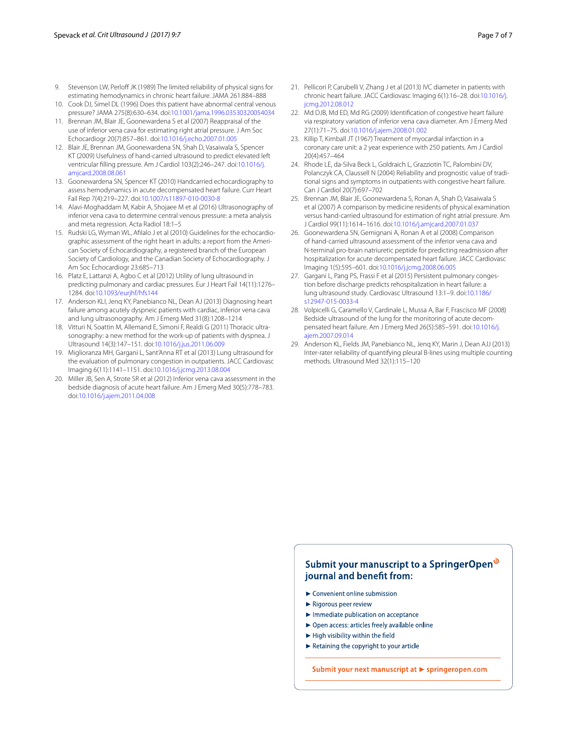9. Stevenson LW, Perloff JK (1989) The limited reliability of physical signs for estimating hemodynamics in chronic heart failure. JAMA 261:884–888
10. Cook DJ, Simel DL (1996) Does this patient have abnormal central venous pressure? JAMA 275(8):630–634. doi:10.1001/jama.1996.03530320054034
11. Brennan JM, Blair JE, Goonewardena S et al (2007) Reappraisal of the use of inferior vena cava for estimating right atrial pressure. J Am Soc Echocardiogr 20(7):857–861. doi:10.1016/j.echo.2007.01.005
12. Blair JE, Brennan JM, Goonewardena SN, Shah D, Vasaiwala S, Spencer KT (2009) Usefulness of hand-carried ultrasound to predict elevated left ventricular filling pressure. Am J Cardiol 103(2):246–247. doi:10.1016/j.amjcard.2008.08.061
13. Goonewardena SN, Spencer KT (2010) Handcarried echocardiography to assess hemodynamics in acute decompensated heart failure. Curr Heart Fail Rep 7(4):219–227. doi:10.1007/s11897-010-0030-8
14. Alavi-Moghaddam M, Kabir A, Shojaee M et al (2016) Ultrasonography of inferior vena cava to determine central venous pressure: a meta analysis and meta regression. Acta Radiol 18:1–5
15. Rudski LG, Wyman WL, Afilalo J et al (2010) Guidelines for the echocardiographic assessment of the right heart in adults: a report from the American Society of Echocardiography, a registered branch of the European Society of Cardiology, and the Canadian Society of Echocardiography. J Am Soc Echocardiogr 23:685–713
16. Platz E, Lattanzi A, Agbo C et al (2012) Utility of lung ultrasound in predicting pulmonary and cardiac pressures. Eur J Heart Fail 14(11):1276–1284. doi:10.1093/eurjhf/hfs144
17. Anderson KLl, Jenq KY, Panebianco NL, Dean AJ (2013) Diagnosing heart failure among acutely dyspneic patients with cardiac, inferior vena cava and lung ultrasonography. Am J Emerg Med 31(8):1208–1214
18. Vitturi N, Soattin M, Allemand E, Simoni F, Realdi G (2011) Thoracic ultrasonography: a new method for the work-up of patients with dyspnea. J Ultrasound 14(3):147–151. doi:10.1016/j.jus.2011.06.009
19. Miglioranza MH, Gargani L, Sant'Anna RT et al (2013) Lung ultrasound for the evaluation of pulmonary congestion in outpatients. JACC Cardiovasc Imaging 6(11):1141–1151. doi:10.1016/j.jcmg.2013.08.004
20. Miller JB, Sen A, Strote SR et al (2012) Inferior vena cava assessment in the bedside diagnosis of acute heart failure. Am J Emerg Med 30(5):778–783. doi:10.1016/j.ajem.2011.04.008
21. Pellicori P, Carubelli V, Zhang J et al (2013) IVC diameter in patients with chronic heart failure. JACC Cardiovasc Imaging 6(1):16–28. doi:10.1016/j.jcmg.2012.08.012
22. Md DJB, Md ED, Md RG (2009) Identification of congestive heart failure via respiratory variation of inferior vena cava diameter. Am J Emerg Med 27(1):71–75. doi:10.1016/j.ajem.2008.01.002
23. Killip T, Kimball JT (1967) Treatment of myocardial infarction in a coronary care unit: a 2 year experience with 250 patients. Am J Cardiol 20(4):457–464
24. Rhode LE, da-Silva Beck L, Goldraich L, Grazziotin TC, Palombini DV, Polanczyk CA, Claussell N (2004) Reliability and prognostic value of traditional signs and symptoms in outpatients with congestive heart failure. Can J Cardiol 20(7):697–702
25. Brennan JM, Blair JE, Goonewardena S, Ronan A, Shah D, Vasaiwala S et al (2007) A comparison by medicine residents of physical examination versus hand-carried ultrasound for estimation of right atrial pressure. Am J Cardiol 99(11):1614–1616. doi:10.1016/j.amjcard.2007.01.037
26. Goonewardena SN, Gemignani A, Ronan A et al (2008) Comparison of hand-carried ultrasound assessment of the inferior vena cava and N-terminal pro-brain natriuretic peptide for predicting readmission after hospitalization for acute decompensated heart failure. JACC Cardiovasc Imaging 1(5):595–601. doi:10.1016/j.jcmg.2008.06.005
27. Gargani L, Pang PS, Frassi F et al (2015) Persistent pulmonary congestion before discharge predicts rehospitalization in heart failure: a lung ultrasound study. Cardiovasc Ultrasound 13:1–9. doi:10.1186/s12947-015-0033-4
28. Volpicelli G, Caramello V, Cardinale L, Mussa A, Bar F, Frascisco MF (2008) Bedside ultrasound of the lung for the monitoring of acute decompensated heart failure. Am J Emerg Med 26(5):585–591. doi:10.1016/j.ajem.2007.09.014
29. Anderson KL, Fields JM, Panebianco NL, Jenq KY, Marin J, Dean AJJ (2013) Inter-rater reliability of quantifying pleural B-lines using multiple counting methods. Ultrasound Med 32(1):115–120

**Submit your manuscript to a SpringerOpen journal and benefit from:**

- ► Convenient online submission
- ► Rigorous peer review
- ► Immediate publication on acceptance
- ► Open access: articles freely available online
- ► High visibility within the field
- ► Retaining the copyright to your article

**Submit your next manuscript at ► springeropen.com**